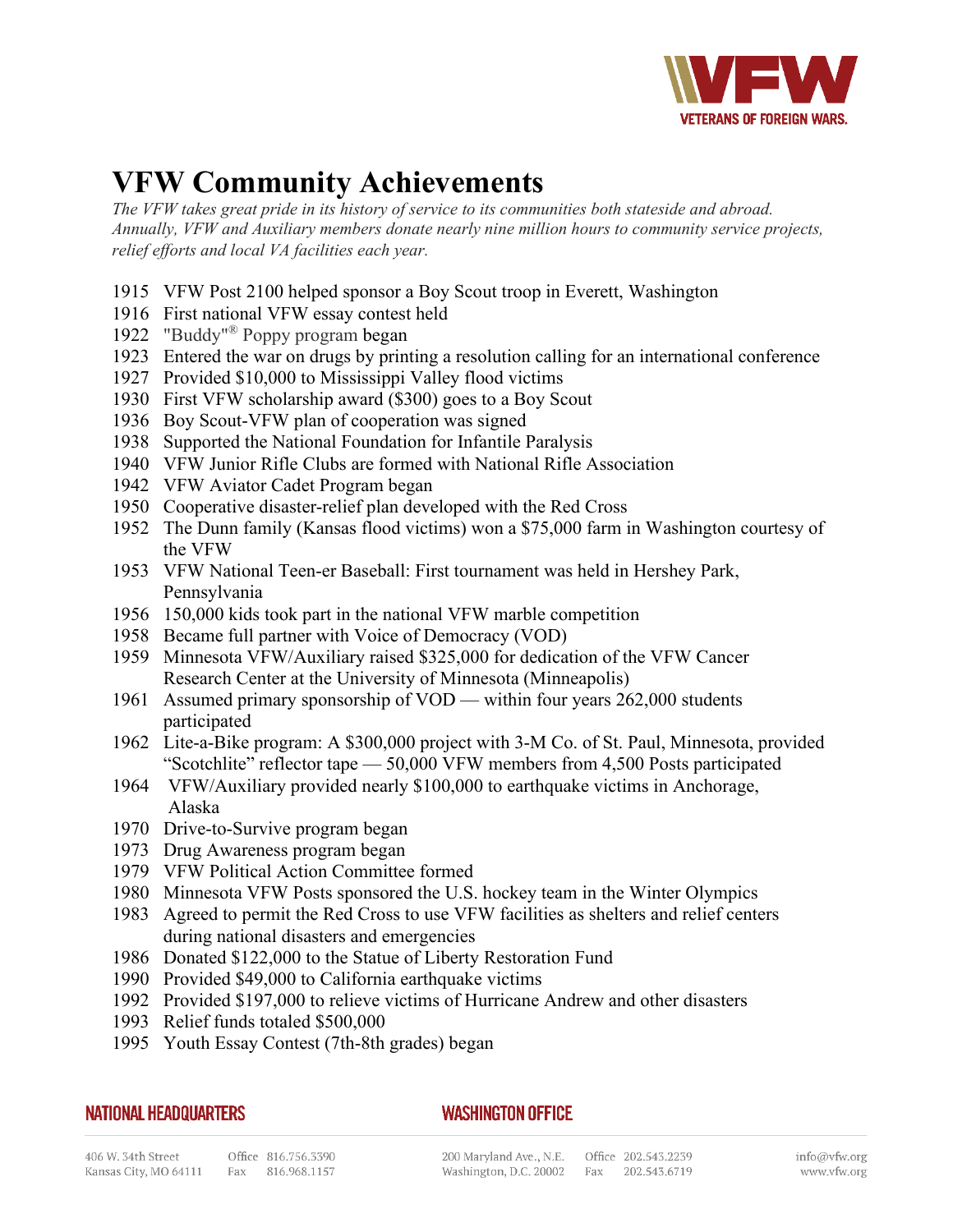# VFW Community Achievements

*The VFW takes great pride in its history of service to its communities both stateside and abroad. Annually, VFW and Auxiliary members donate nearly nine million hours to community service projects, relief efforts and local VA facilities each year.*

- 1915 VFW Post 2100 helped sponsor a Boy Scout troop in Everett, Washington
- 1916 First national VFW essay contest held
- 1922 "Buddy"® Poppy program began
- 1923 Entered the war on drugs by printing a resolution calling for an international conference
- 1927 Provided $10,000 to Mississippi Valley flood victims
- 1930 First VFW scholarship award ($300) goes to a Boy Scout
- 1936 Boy Scout-VFW plan of cooperation was signed
- 1938 Supported the National Foundation for Infantile Paralysis
- 1940 VFW Junior Rifle Clubs are formed with National Rifle Association
- 1942 VFW Aviator Cadet Program began
- 1950 Cooperative disaster-relief plan developed with the Red Cross
- 1952 The Dunn family (Kansas flood victims) won a $75,000 farm in Washington courtesy of the VFW
- 1953 VFW National Teen-er Baseball: First tournament was held in Hershey Park, Pennsylvania
- 1956 150,000 kids took part in the national VFW marble competition
- 1958 Became full partner with Voice of Democracy (VOD)
- 1959 Minnesota VFW/Auxiliary raised $325,000 for dedication of the VFW Cancer Research Center at the University of Minnesota (Minneapolis)
- 1961 Assumed primary sponsorship of VOD — within four years 262,000 students participated
- 1962 Lite-a-Bike program: A $300,000 project with 3-M Co. of St. Paul, Minnesota, provided "Scotchlite" reflector tape — 50,000 VFW members from 4,500 Posts participated
- 1964 VFW/Auxiliary provided nearly $100,000 to earthquake victims in Anchorage, Alaska
- 1970 Drive-to-Survive program began
- 1973 Drug Awareness program began
- 1979 VFW Political Action Committee formed
- 1980 Minnesota VFW Posts sponsored the U.S. hockey team in the Winter Olympics
- 1983 Agreed to permit the Red Cross to use VFW facilities as shelters and relief centers during national disasters and emergencies
- 1986 Donated $122,000 to the Statue of Liberty Restoration Fund
- 1990 Provided $49,000 to California earthquake victims
- 1992 Provided $197,000 to relieve victims of Hurricane Andrew and other disasters
- 1993 Relief funds totaled $500,000
- 1995 Youth Essay Contest (7th-8th grades) began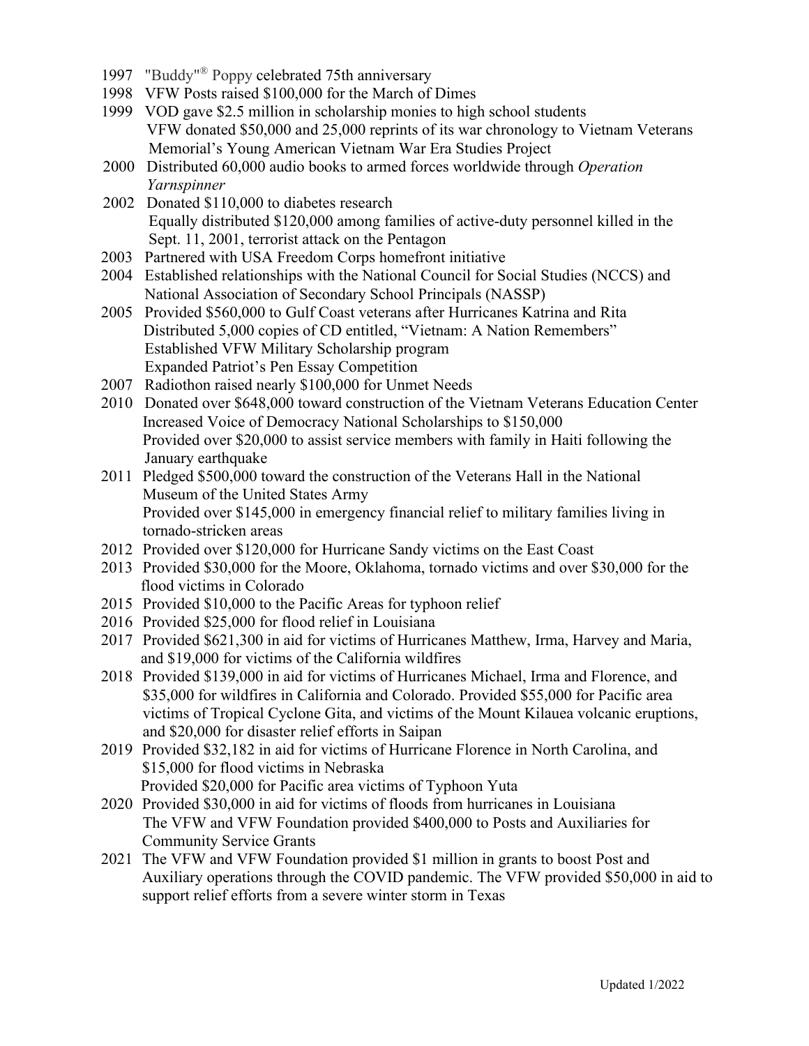1997 "Buddy"® Poppy celebrated 75th anniversary

1998 VFW Posts raised $100,000 for the March of Dimes

1999 VOD gave $2.5 million in scholarship monies to high school students
VFW donated $50,000 and 25,000 reprints of its war chronology to Vietnam Veterans Memorial's Young American Vietnam War Era Studies Project

2000 Distributed 60,000 audio books to armed forces worldwide through *Operation Yarnspinner*

2002 Donated $110,000 to diabetes research
Equally distributed $120,000 among families of active-duty personnel killed in the Sept. 11, 2001, terrorist attack on the Pentagon

2003 Partnered with USA Freedom Corps homefront initiative

2004 Established relationships with the National Council for Social Studies (NCCS) and National Association of Secondary School Principals (NASSP)

2005 Provided $560,000 to Gulf Coast veterans after Hurricanes Katrina and Rita
Distributed 5,000 copies of CD entitled, "Vietnam: A Nation Remembers"
Established VFW Military Scholarship program
Expanded Patriot's Pen Essay Competition

2007 Radiothon raised nearly $100,000 for Unmet Needs

2010 Donated over $648,000 toward construction of the Vietnam Veterans Education Center
Increased Voice of Democracy National Scholarships to $150,000
Provided over $20,000 to assist service members with family in Haiti following the January earthquake

2011 Pledged $500,000 toward the construction of the Veterans Hall in the National Museum of the United States Army
Provided over $145,000 in emergency financial relief to military families living in tornado-stricken areas

2012 Provided over $120,000 for Hurricane Sandy victims on the East Coast

2013 Provided $30,000 for the Moore, Oklahoma, tornado victims and over $30,000 for the flood victims in Colorado

2015 Provided $10,000 to the Pacific Areas for typhoon relief

2016 Provided $25,000 for flood relief in Louisiana

2017 Provided $621,300 in aid for victims of Hurricanes Matthew, Irma, Harvey and Maria, and $19,000 for victims of the California wildfires

2018 Provided $139,000 in aid for victims of Hurricanes Michael, Irma and Florence, and $35,000 for wildfires in California and Colorado. Provided $55,000 for Pacific area victims of Tropical Cyclone Gita, and victims of the Mount Kilauea volcanic eruptions, and $20,000 for disaster relief efforts in Saipan

2019 Provided $32,182 in aid for victims of Hurricane Florence in North Carolina, and $15,000 for flood victims in Nebraska
Provided $20,000 for Pacific area victims of Typhoon Yuta

2020 Provided $30,000 in aid for victims of floods from hurricanes in Louisiana
The VFW and VFW Foundation provided $400,000 to Posts and Auxiliaries for Community Service Grants

2021 The VFW and VFW Foundation provided $1 million in grants to boost Post and Auxiliary operations through the COVID pandemic. The VFW provided $50,000 in aid to support relief efforts from a severe winter storm in Texas

Updated 1/2022